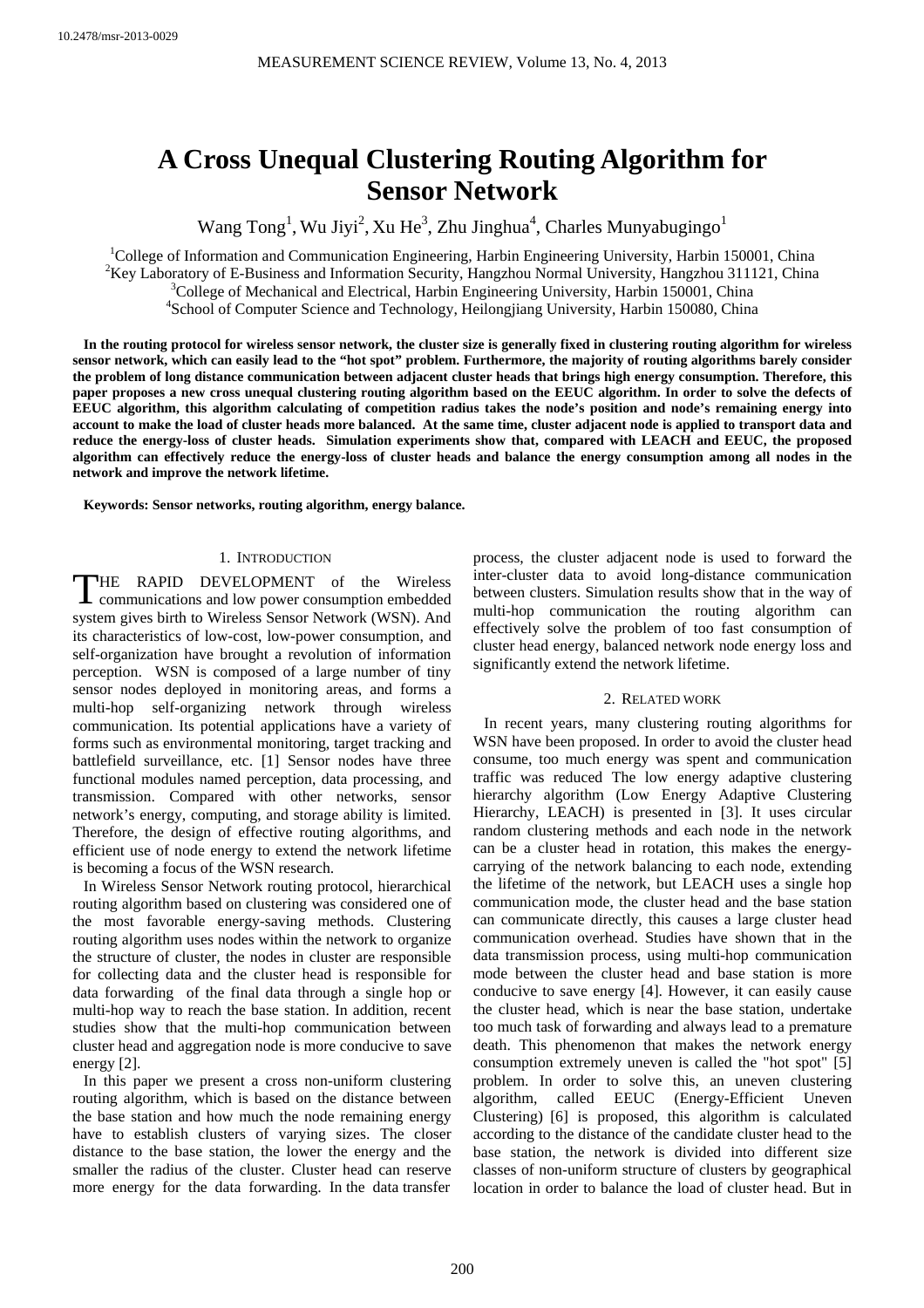# A Cross Unequal Clustering Routing Algorithm for Sensor Network

Wang Tong[1], Wu Jiyi[2], Xu He[3], Zhu Jinghua[4], Charles Munyabugingo[1]

[1]College of Information and Communication Engineering, Harbin Engineering University, Harbin 150001, China
[2]Key Laboratory of E-Business and Information Security, Hangzhou Normal University, Hangzhou 311121, China
[3]College of Mechanical and Electrical, Harbin Engineering University, Harbin 150001, China
[4]School of Computer Science and Technology, Heilongjiang University, Harbin 150080, China

**In the routing protocol for wireless sensor network, the cluster size is generally fixed in clustering routing algorithm for wireless sensor network, which can easily lead to the "hot spot" problem. Furthermore, the majority of routing algorithms barely consider the problem of long distance communication between adjacent cluster heads that brings high energy consumption. Therefore, this paper proposes a new cross unequal clustering routing algorithm based on the EEUC algorithm. In order to solve the defects of EEUC algorithm, this algorithm calculating of competition radius takes the node's position and node's remaining energy into account to make the load of cluster heads more balanced. At the same time, cluster adjacent node is applied to transport data and reduce the energy-loss of cluster heads. Simulation experiments show that, compared with LEACH and EEUC, the proposed algorithm can effectively reduce the energy-loss of cluster heads and balance the energy consumption among all nodes in the network and improve the network lifetime.**

**Keywords: Sensor networks, routing algorithm, energy balance.**

## 1. Introduction

The rapid development of the Wireless communications and low power consumption embedded system gives birth to Wireless Sensor Network (WSN). And its characteristics of low-cost, low-power consumption, and self-organization have brought a revolution of information perception. WSN is composed of a large number of tiny sensor nodes deployed in monitoring areas, and forms a multi-hop self-organizing network through wireless communication. Its potential applications have a variety of forms such as environmental monitoring, target tracking and battlefield surveillance, etc. [1] Sensor nodes have three functional modules named perception, data processing, and transmission. Compared with other networks, sensor network's energy, computing, and storage ability is limited. Therefore, the design of effective routing algorithms, and efficient use of node energy to extend the network lifetime is becoming a focus of the WSN research.

In Wireless Sensor Network routing protocol, hierarchical routing algorithm based on clustering was considered one of the most favorable energy-saving methods. Clustering routing algorithm uses nodes within the network to organize the structure of cluster, the nodes in cluster are responsible for collecting data and the cluster head is responsible for data forwarding of the final data through a single hop or multi-hop way to reach the base station. In addition, recent studies show that the multi-hop communication between cluster head and aggregation node is more conducive to save energy [2].

In this paper we present a cross non-uniform clustering routing algorithm, which is based on the distance between the base station and how much the node remaining energy have to establish clusters of varying sizes. The closer distance to the base station, the lower the energy and the smaller the radius of the cluster. Cluster head can reserve more energy for the data forwarding. In the data transfer process, the cluster adjacent node is used to forward the inter-cluster data to avoid long-distance communication between clusters. Simulation results show that in the way of multi-hop communication the routing algorithm can effectively solve the problem of too fast consumption of cluster head energy, balanced network node energy loss and significantly extend the network lifetime.

## 2. Related work

In recent years, many clustering routing algorithms for WSN have been proposed. In order to avoid the cluster head consume, too much energy was spent and communication traffic was reduced The low energy adaptive clustering hierarchy algorithm (Low Energy Adaptive Clustering Hierarchy, LEACH) is presented in [3]. It uses circular random clustering methods and each node in the network can be a cluster head in rotation, this makes the energy-carrying of the network balancing to each node, extending the lifetime of the network, but LEACH uses a single hop communication mode, the cluster head and the base station can communicate directly, this causes a large cluster head communication overhead. Studies have shown that in the data transmission process, using multi-hop communication mode between the cluster head and base station is more conducive to save energy [4]. However, it can easily cause the cluster head, which is near the base station, undertake too much task of forwarding and always lead to a premature death. This phenomenon that makes the network energy consumption extremely uneven is called the "hot spot" [5] problem. In order to solve this, an uneven clustering algorithm, called EEUC (Energy-Efficient Uneven Clustering) [6] is proposed, this algorithm is calculated according to the distance of the candidate cluster head to the base station, the network is divided into different size classes of non-uniform structure of clusters by geographical location in order to balance the load of cluster head. But in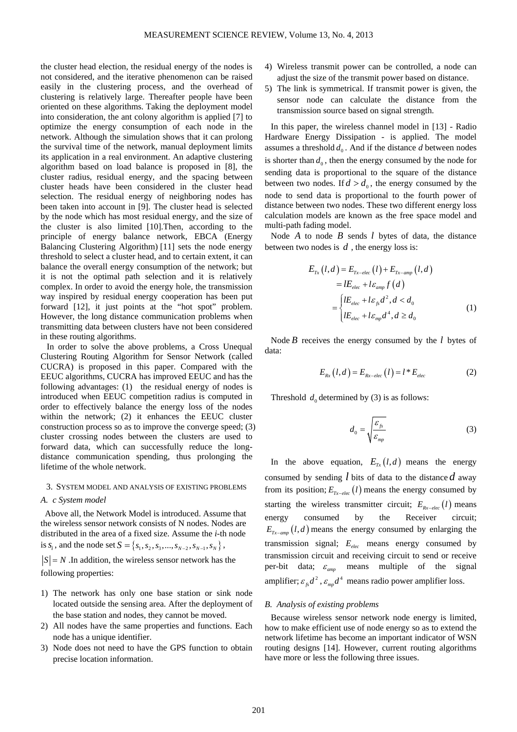the cluster head election, the residual energy of the nodes is not considered, and the iterative phenomenon can be raised easily in the clustering process, and the overhead of clustering is relatively large. Thereafter people have been oriented on these algorithms. Taking the deployment model into consideration, the ant colony algorithm is applied [7] to optimize the energy consumption of each node in the network. Although the simulation shows that it can prolong the survival time of the network, manual deployment limits its application in a real environment. An adaptive clustering algorithm based on load balance is proposed in [8], the cluster radius, residual energy, and the spacing between cluster heads have been considered in the cluster head selection. The residual energy of neighboring nodes has been taken into account in [9]. The cluster head is selected by the node which has most residual energy, and the size of the cluster is also limited [10].Then, according to the principle of energy balance network, EBCA (Energy Balancing Clustering Algorithm) [11] sets the node energy threshold to select a cluster head, and to certain extent, it can balance the overall energy consumption of the network; but it is not the optimal path selection and it is relatively complex. In order to avoid the energy hole, the transmission way inspired by residual energy cooperation has been put forward [12], it just points at the "hot spot" problem. However, the long distance communication problems when transmitting data between clusters have not been considered in these routing algorithms.

In order to solve the above problems, a Cross Unequal Clustering Routing Algorithm for Sensor Network (called CUCRA) is proposed in this paper. Compared with the EEUC algorithms, CUCRA has improved EEUC and has the following advantages: (1) the residual energy of nodes is introduced when EEUC competition radius is computed in order to effectively balance the energy loss of the nodes within the network; (2) it enhances the EEUC cluster construction process so as to improve the converge speed; (3) cluster crossing nodes between the clusters are used to forward data, which can successfully reduce the long-distance communication spending, thus prolonging the lifetime of the whole network.

## 3. System model and analysis of existing problems

### A. c System model

Above all, the Network Model is introduced. Assume that the wireless sensor network consists of N nodes. Nodes are distributed in the area of a fixed size. Assume the *i*-th node is $s_i$, and the node set $S = \{s_1, s_2, s_3, ..., s_{N-2}, s_{N-1}, s_N\}$, $|S| = N$ .In addition, the wireless sensor network has the following properties:

1) The network has only one base station or sink node located outside the sensing area. After the deployment of the base station and nodes, they cannot be moved.
2) All nodes have the same properties and functions. Each node has a unique identifier.
3) Node does not need to have the GPS function to obtain precise location information.
4) Wireless transmit power can be controlled, a node can adjust the size of the transmit power based on distance.
5) The link is symmetrical. If transmit power is given, the sensor node can calculate the distance from the transmission source based on signal strength.

In this paper, the wireless channel model in [13] - Radio Hardware Energy Dissipation - is applied. The model assumes a threshold $d_0$. And if the distance $d$ between nodes is shorter than $d_0$, then the energy consumed by the node for sending data is proportional to the square of the distance between two nodes. If $d > d_0$, the energy consumed by the node to send data is proportional to the fourth power of distance between two nodes. These two different energy loss calculation models are known as the free space model and multi-path fading model.

Node $A$ to node $B$ sends $l$ bytes of data, the distance between two nodes is $d$ , the energy loss is:

$$E_{Tx}(l,d) = E_{Tx-elec}(l) + E_{Tx-amp}(l,d)$$
$$= lE_{elec} + l\varepsilon_{amp} f(d)$$
$$= \begin{cases} lE_{elec} + l\varepsilon_{fs} d^2, d < d_0 \\ lE_{elec} + l\varepsilon_{mp} d^4, d \geq d_0 \end{cases} \quad (1)$$

Node $B$ receives the energy consumed by the $l$ bytes of data:

$$E_{Rx}(l,d) = E_{Rx-elec}(l) = l * E_{elec} \quad (2)$$

Threshold $d_0$ determined by (3) is as follows:

$$d_0 = \sqrt{\frac{\varepsilon_{fs}}{\varepsilon_{mp}}} \quad (3)$$

In the above equation, $E_{Tx}(l,d)$ means the energy consumed by sending $l$ bits of data to the distance $d$ away from its position; $E_{Tx-elec}(l)$ means the energy consumed by starting the wireless transmitter circuit; $E_{Rx-elec}(l)$ means energy consumed by the Receiver circuit; $E_{Tx-amp}(l,d)$ means the energy consumed by enlarging the transmission signal; $E_{elec}$ means energy consumed by transmission circuit and receiving circuit to send or receive per-bit data; $\varepsilon_{amp}$ means multiple of the signal amplifier; $\varepsilon_{fs} d^2$, $\varepsilon_{mp} d^4$ means radio power amplifier loss.

### B. Analysis of existing problems

Because wireless sensor network node energy is limited, how to make efficient use of node energy so as to extend the network lifetime has become an important indicator of WSN routing designs [14]. However, current routing algorithms have more or less the following three issues.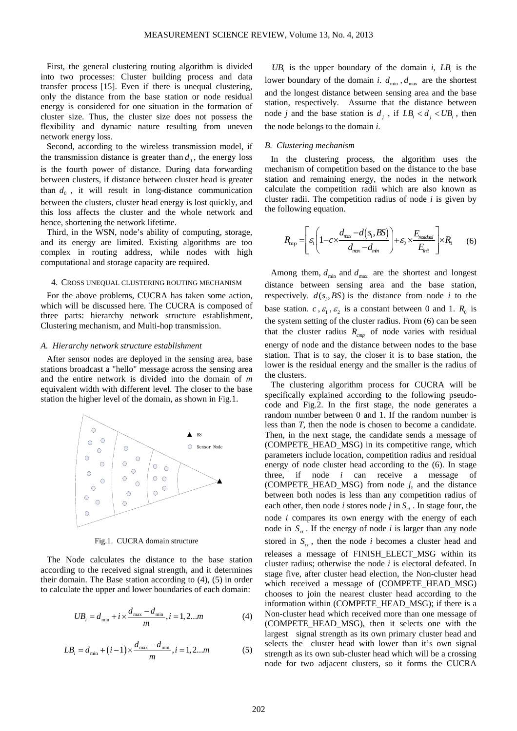First, the general clustering routing algorithm is divided into two processes: Cluster building process and data transfer process [15]. Even if there is unequal clustering, only the distance from the base station or node residual energy is considered for one situation in the formation of cluster size. Thus, the cluster size does not possess the flexibility and dynamic nature resulting from uneven network energy loss.

Second, according to the wireless transmission model, if the transmission distance is greater than $d_0$, the energy loss is the fourth power of distance. During data forwarding between clusters, if distance between cluster head is greater than $d_0$, it will result in long-distance communication between the clusters, cluster head energy is lost quickly, and this loss affects the cluster and the whole network and hence, shortening the network lifetime.

Third, in the WSN, node's ability of computing, storage, and its energy are limited. Existing algorithms are too complex in routing address, while nodes with high computational and storage capacity are required.

## 4. CROSS UNEQUAL CLUSTERING ROUTING MECHANISM

For the above problems, CUCRA has taken some action, which will be discussed here. The CUCRA is composed of three parts: hierarchy network structure establishment, Clustering mechanism, and Multi-hop transmission.

### *A. Hierarchy network structure establishment*

After sensor nodes are deployed in the sensing area, base stations broadcast a "hello" message across the sensing area and the entire network is divided into the domain of *m* equivalent width with different level. The closer to the base station the higher level of the domain, as shown in Fig.1.

Fig.1. CUCRA domain structure

The Node calculates the distance to the base station according to the received signal strength, and it determines their domain. The Base station according to (4), (5) in order to calculate the upper and lower boundaries of each domain:

$$UB_i = d_{\min} + i \times \frac{d_{\max} - d_{\min}}{m}, i = 1, 2...m \tag{4}$$

$$LB_i = d_{\min} + (i-1) \times \frac{d_{\max} - d_{\min}}{m}, i = 1, 2...m \tag{5}$$

$UB_i$ is the upper boundary of the domain *i*, $LB_i$ is the lower boundary of the domain *i*. $d_{\min}$, $d_{\max}$ are the shortest and the longest distance between sensing area and the base station, respectively. Assume that the distance between node *j* and the base station is $d_j$, if $LB_i < d_j < UB_i$, then the node belongs to the domain *i*.

### *B. Clustering mechanism*

In the clustering process, the algorithm uses the mechanism of competition based on the distance to the base station and remaining energy, the nodes in the network calculate the competition radii which are also known as cluster radii. The competition radius of node *i* is given by the following equation.

$$R_{cmp} = \left[ \varepsilon_1 \left( 1 - c \times \frac{d_{max} - d(s_i, BS)}{d_{max} - d_{min}} \right) + \varepsilon_2 \times \frac{E_{residual}}{E_{init}} \right] \times R_0 \tag{6}$$

Among them, $d_{\min}$ and $d_{\max}$ are the shortest and longest distance between sensing area and the base station, respectively. $d(s_i, BS)$ is the distance from node *i* to the base station. $c$, $\varepsilon_1$, $\varepsilon_2$ is a constant between 0 and 1. $R_0$ is the system setting of the cluster radius. From (6) can be seen that the cluster radius $R_{cmp}$ of node varies with residual energy of node and the distance between nodes to the base station. That is to say, the closer it is to base station, the lower is the residual energy and the smaller is the radius of the clusters.

The clustering algorithm process for CUCRA will be specifically explained according to the following pseudo-code and Fig.2. In the first stage, the node generates a random number between 0 and 1. If the random number is less than *T*, then the node is chosen to become a candidate. Then, in the next stage, the candidate sends a message of (COMPETE_HEAD_MSG) in its competitive range, which parameters include location, competition radius and residual energy of node cluster head according to the (6). In stage three, if node *i* can receive a message of (COMPETE_HEAD_MSG) from node *j*, and the distance between both nodes is less than any competition radius of each other, then node *i* stores node *j* in $S_{ct}$. In stage four, the node *i* compares its own energy with the energy of each node in $S_{ct}$. If the energy of node *i* is larger than any node stored in $S_{ct}$, then the node *i* becomes a cluster head and releases a message of FINISH_ELECT_MSG within its cluster radius; otherwise the node *i* is electoral defeated. In stage five, after cluster head election, the Non-cluster head which received a message of (COMPETE_HEAD_MSG) chooses to join the nearest cluster head according to the information within (COMPETE_HEAD_MSG); if there is a Non-cluster head which received more than one message of (COMPETE_HEAD_MSG), then it selects one with the largest signal strength as its own primary cluster head and selects the cluster head with lower than it's own signal strength as its own sub-cluster head which will be a crossing node for two adjacent clusters, so it forms the CUCRA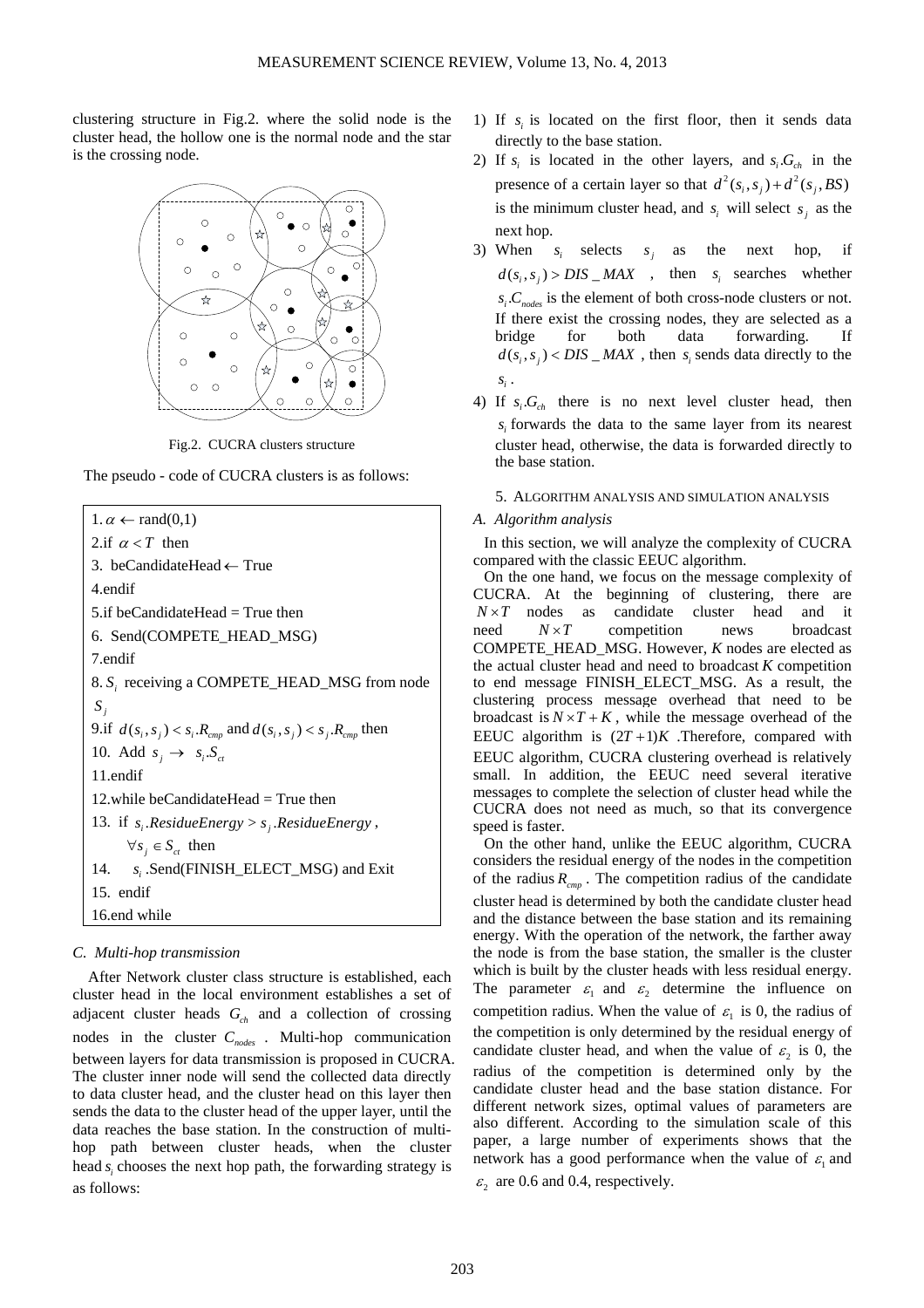clustering structure in Fig.2. where the solid node is the cluster head, the hollow one is the normal node and the star is the crossing node.

Fig.2. CUCRA clusters structure

The pseudo - code of CUCRA clusters is as follows:

```
1. α ← rand(0,1)
2.if α < T then
3.  beCandidateHead ← True
4.endif
5.if beCandidateHead = True then
6.  Send(COMPETE_HEAD_MSG)
7.endif
8. S_i receiving a COMPETE_HEAD_MSG from node S_j
9.if d(s_i, s_j) < s_i.R_cmp and d(s_i, s_j) < s_j.R_cmp then
10.  Add s_j → s_i.S_ct
11.endif
12.while beCandidateHead = True then
13.  if s_i.ResidueEnergy > s_j.ResidueEnergy,
       ∀s_j ∈ S_ct then
14.     s_i.Send(FINISH_ELECT_MSG) and Exit
15.  endif
16.end while
```

### C. Multi-hop transmission

After Network cluster class structure is established, each cluster head in the local environment establishes a set of adjacent cluster heads $G_{ch}$ and a collection of crossing nodes in the cluster $C_{nodes}$. Multi-hop communication between layers for data transmission is proposed in CUCRA. The cluster inner node will send the collected data directly to data cluster head, and the cluster head on this layer then sends the data to the cluster head of the upper layer, until the data reaches the base station. In the construction of multi-hop path between cluster heads, when the cluster head $s_i$ chooses the next hop path, the forwarding strategy is as follows:

1) If $s_i$ is located on the first floor, then it sends data directly to the base station.
2) If $s_i$ is located in the other layers, and $s_i.G_{ch}$ in the presence of a certain layer so that $d^2(s_i, s_j) + d^2(s_j, BS)$ is the minimum cluster head, and $s_i$ will select $s_j$ as the next hop.
3) When $s_i$ selects $s_j$ as the next hop, if $d(s_i, s_j) > DIS\_MAX$, then $s_i$ searches whether $s_i.C_{nodes}$ is the element of both cross-node clusters or not. If there exist the crossing nodes, they are selected as a bridge for both data forwarding. If $d(s_i, s_j) < DIS\_MAX$, then $s_i$ sends data directly to the $s_i$.
4) If $s_i.G_{ch}$ there is no next level cluster head, then $s_i$ forwards the data to the same layer from its nearest cluster head, otherwise, the data is forwarded directly to the base station.

## 5. Algorithm analysis and simulation analysis

### A. Algorithm analysis

In this section, we will analyze the complexity of CUCRA compared with the classic EEUC algorithm.

On the one hand, we focus on the message complexity of CUCRA. At the beginning of clustering, there are $N \times T$ nodes as candidate cluster head and it need $N \times T$ competition news broadcast COMPETE_HEAD_MSG. However, $K$ nodes are elected as the actual cluster head and need to broadcast $K$ competition to end message FINISH_ELECT_MSG. As a result, the clustering process message overhead that need to be broadcast is $N \times T + K$, while the message overhead of the EEUC algorithm is $(2T+1)K$. Therefore, compared with EEUC algorithm, CUCRA clustering overhead is relatively small. In addition, the EEUC need several iterative messages to complete the selection of cluster head while the CUCRA does not need as much, so that its convergence speed is faster.

On the other hand, unlike the EEUC algorithm, CUCRA considers the residual energy of the nodes in the competition of the radius $R_{cmp}$. The competition radius of the candidate cluster head is determined by both the candidate cluster head and the distance between the base station and its remaining energy. With the operation of the network, the farther away the node is from the base station, the smaller is the cluster which is built by the cluster heads with less residual energy. The parameter $\varepsilon_1$ and $\varepsilon_2$ determine the influence on competition radius. When the value of $\varepsilon_1$ is 0, the radius of the competition is only determined by the residual energy of candidate cluster head, and when the value of $\varepsilon_2$ is 0, the radius of the competition is determined only by the candidate cluster head and the base station distance. For different network sizes, optimal values of parameters are also different. According to the simulation scale of this paper, a large number of experiments shows that the network has a good performance when the value of $\varepsilon_1$ and $\varepsilon_2$ are 0.6 and 0.4, respectively.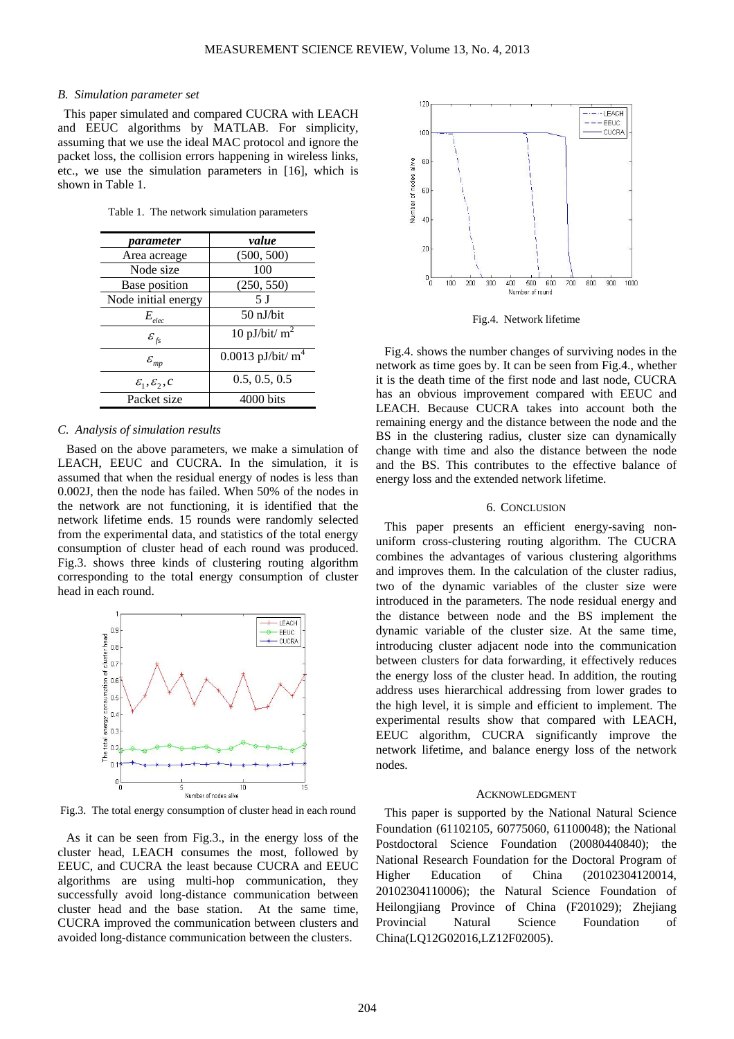### B. Simulation parameter set

This paper simulated and compared CUCRA with LEACH and EEUC algorithms by MATLAB. For simplicity, assuming that we use the ideal MAC protocol and ignore the packet loss, the collision errors happening in wireless links, etc., we use the simulation parameters in [16], which is shown in Table 1.

Table 1. The network simulation parameters

| *parameter* | *value* |
|---|---|
| Area acreage | (500, 500) |
| Node size | 100 |
| Base position | (250, 550) |
| Node initial energy | 5 J |
| $E_{elec}$ | 50 nJ/bit |
| $\varepsilon_{fs}$ | 10 pJ/bit/ m$^2$ |
| $\varepsilon_{mp}$ | 0.0013 pJ/bit/ m$^4$ |
| $\varepsilon_1, \varepsilon_2, c$ | 0.5, 0.5, 0.5 |
| Packet size | 4000 bits |

### C. Analysis of simulation results

Based on the above parameters, we make a simulation of LEACH, EEUC and CUCRA. In the simulation, it is assumed that when the residual energy of nodes is less than 0.002J, then the node has failed. When 50% of the nodes in the network are not functioning, it is identified that the network lifetime ends. 15 rounds were randomly selected from the experimental data, and statistics of the total energy consumption of cluster head of each round was produced. Fig.3. shows three kinds of clustering routing algorithm corresponding to the total energy consumption of cluster head in each round.

Fig.3. The total energy consumption of cluster head in each round

As it can be seen from Fig.3., in the energy loss of the cluster head, LEACH consumes the most, followed by EEUC, and CUCRA the least because CUCRA and EEUC algorithms are using multi-hop communication, they successfully avoid long-distance communication between cluster head and the base station. At the same time, CUCRA improved the communication between clusters and avoided long-distance communication between the clusters.

Fig.4. Network lifetime

Fig.4. shows the number changes of surviving nodes in the network as time goes by. It can be seen from Fig.4., whether it is the death time of the first node and last node, CUCRA has an obvious improvement compared with EEUC and LEACH. Because CUCRA takes into account both the remaining energy and the distance between the node and the BS in the clustering radius, cluster size can dynamically change with time and also the distance between the node and the BS. This contributes to the effective balance of energy loss and the extended network lifetime.

## 6. CONCLUSION

This paper presents an efficient energy-saving non-uniform cross-clustering routing algorithm. The CUCRA combines the advantages of various clustering algorithms and improves them. In the calculation of the cluster radius, two of the dynamic variables of the cluster size were introduced in the parameters. The node residual energy and the distance between node and the BS implement the dynamic variable of the cluster size. At the same time, introducing cluster adjacent node into the communication between clusters for data forwarding, it effectively reduces the energy loss of the cluster head. In addition, the routing address uses hierarchical addressing from lower grades to the high level, it is simple and efficient to implement. The experimental results show that compared with LEACH, EEUC algorithm, CUCRA significantly improve the network lifetime, and balance energy loss of the network nodes.

## ACKNOWLEDGMENT

This paper is supported by the National Natural Science Foundation (61102105, 60775060, 61100048); the National Postdoctoral Science Foundation (20080440840); the National Research Foundation for the Doctoral Program of Higher Education of China (20102304120014, 20102304110006); the Natural Science Foundation of Heilongjiang Province of China (F201029); Zhejiang Provincial Natural Science Foundation of China(LQ12G02016,LZ12F02005).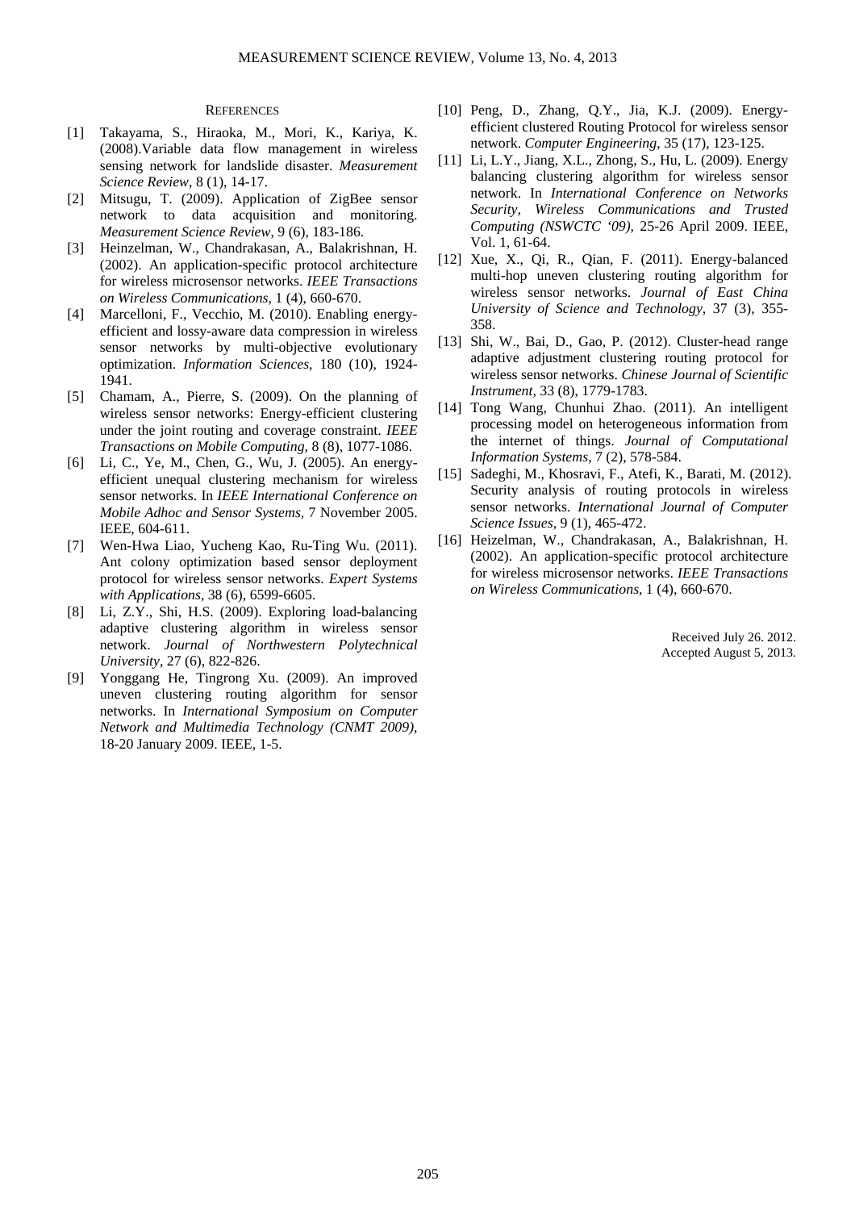## REFERENCES

[1] Takayama, S., Hiraoka, M., Mori, K., Kariya, K. (2008).Variable data flow management in wireless sensing network for landslide disaster. *Measurement Science Review*, 8 (1), 14-17.

[2] Mitsugu, T. (2009). Application of ZigBee sensor network to data acquisition and monitoring. *Measurement Science Review*, 9 (6), 183-186.

[3] Heinzelman, W., Chandrakasan, A., Balakrishnan, H. (2002). An application-specific protocol architecture for wireless microsensor networks. *IEEE Transactions on Wireless Communications*, 1 (4), 660-670.

[4] Marcelloni, F., Vecchio, M. (2010). Enabling energy-efficient and lossy-aware data compression in wireless sensor networks by multi-objective evolutionary optimization. *Information Sciences*, 180 (10), 1924-1941.

[5] Chamam, A., Pierre, S. (2009). On the planning of wireless sensor networks: Energy-efficient clustering under the joint routing and coverage constraint. *IEEE Transactions on Mobile Computing*, 8 (8), 1077-1086.

[6] Li, C., Ye, M., Chen, G., Wu, J. (2005). An energy-efficient unequal clustering mechanism for wireless sensor networks. In *IEEE International Conference on Mobile Adhoc and Sensor Systems*, 7 November 2005. IEEE, 604-611.

[7] Wen-Hwa Liao, Yucheng Kao, Ru-Ting Wu. (2011). Ant colony optimization based sensor deployment protocol for wireless sensor networks. *Expert Systems with Applications*, 38 (6), 6599-6605.

[8] Li, Z.Y., Shi, H.S. (2009). Exploring load-balancing adaptive clustering algorithm in wireless sensor network. *Journal of Northwestern Polytechnical University*, 27 (6), 822-826.

[9] Yonggang He, Tingrong Xu. (2009). An improved uneven clustering routing algorithm for sensor networks. In *International Symposium on Computer Network and Multimedia Technology (CNMT 2009)*, 18-20 January 2009. IEEE, 1-5.

[10] Peng, D., Zhang, Q.Y., Jia, K.J. (2009). Energy-efficient clustered Routing Protocol for wireless sensor network. *Computer Engineering*, 35 (17), 123-125.

[11] Li, L.Y., Jiang, X.L., Zhong, S., Hu, L. (2009). Energy balancing clustering algorithm for wireless sensor network. In *International Conference on Networks Security, Wireless Communications and Trusted Computing (NSWCTC '09)*, 25-26 April 2009. IEEE, Vol. 1, 61-64.

[12] Xue, X., Qi, R., Qian, F. (2011). Energy-balanced multi-hop uneven clustering routing algorithm for wireless sensor networks. *Journal of East China University of Science and Technology*, 37 (3), 355-358.

[13] Shi, W., Bai, D., Gao, P. (2012). Cluster-head range adaptive adjustment clustering routing protocol for wireless sensor networks. *Chinese Journal of Scientific Instrument*, 33 (8), 1779-1783.

[14] Tong Wang, Chunhui Zhao. (2011). An intelligent processing model on heterogeneous information from the internet of things. *Journal of Computational Information Systems*, 7 (2), 578-584.

[15] Sadeghi, M., Khosravi, F., Atefi, K., Barati, M. (2012). Security analysis of routing protocols in wireless sensor networks. *International Journal of Computer Science Issues*, 9 (1), 465-472.

[16] Heizelman, W., Chandrakasan, A., Balakrishnan, H. (2002). An application-specific protocol architecture for wireless microsensor networks. *IEEE Transactions on Wireless Communications*, 1 (4), 660-670.

Received July 26. 2012.
Accepted August 5, 2013.